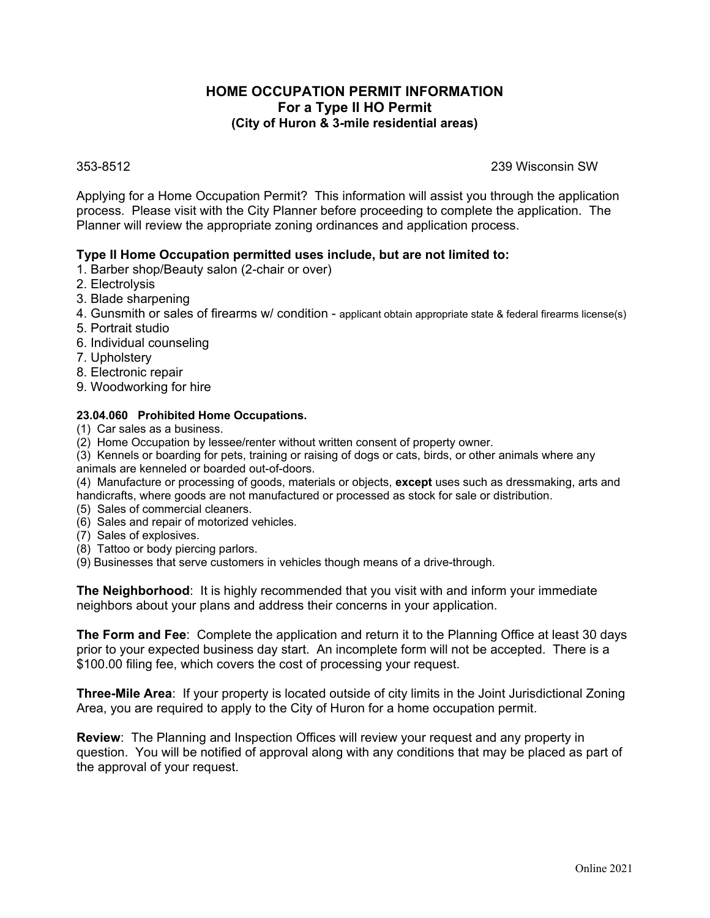# HOME OCCUPATION PERMIT INFORMATION
## For a Type II HO Permit
### (City of Huron & 3-mile residential areas)

353-8512 239 Wisconsin SW

Applying for a Home Occupation Permit? This information will assist you through the application process. Please visit with the City Planner before proceeding to complete the application. The Planner will review the appropriate zoning ordinances and application process.

**Type II Home Occupation permitted uses include, but are not limited to:**

1. Barber shop/Beauty salon (2-chair or over)
2. Electrolysis
3. Blade sharpening
4. Gunsmith or sales of firearms w/ condition - applicant obtain appropriate state & federal firearms license(s)
5. Portrait studio
6. Individual counseling
7. Upholstery
8. Electronic repair
9. Woodworking for hire

**23.04.060 Prohibited Home Occupations.**

(1) Car sales as a business.
(2) Home Occupation by lessee/renter without written consent of property owner.
(3) Kennels or boarding for pets, training or raising of dogs or cats, birds, or other animals where any animals are kenneled or boarded out-of-doors.
(4) Manufacture or processing of goods, materials or objects, **except** uses such as dressmaking, arts and handicrafts, where goods are not manufactured or processed as stock for sale or distribution.
(5) Sales of commercial cleaners.
(6) Sales and repair of motorized vehicles.
(7) Sales of explosives.
(8) Tattoo or body piercing parlors.
(9) Businesses that serve customers in vehicles though means of a drive-through.

**The Neighborhood**: It is highly recommended that you visit with and inform your immediate neighbors about your plans and address their concerns in your application.

**The Form and Fee**: Complete the application and return it to the Planning Office at least 30 days prior to your expected business day start. An incomplete form will not be accepted. There is a $100.00 filing fee, which covers the cost of processing your request.

**Three-Mile Area**: If your property is located outside of city limits in the Joint Jurisdictional Zoning Area, you are required to apply to the City of Huron for a home occupation permit.

**Review**: The Planning and Inspection Offices will review your request and any property in question. You will be notified of approval along with any conditions that may be placed as part of the approval of your request.

Online 2021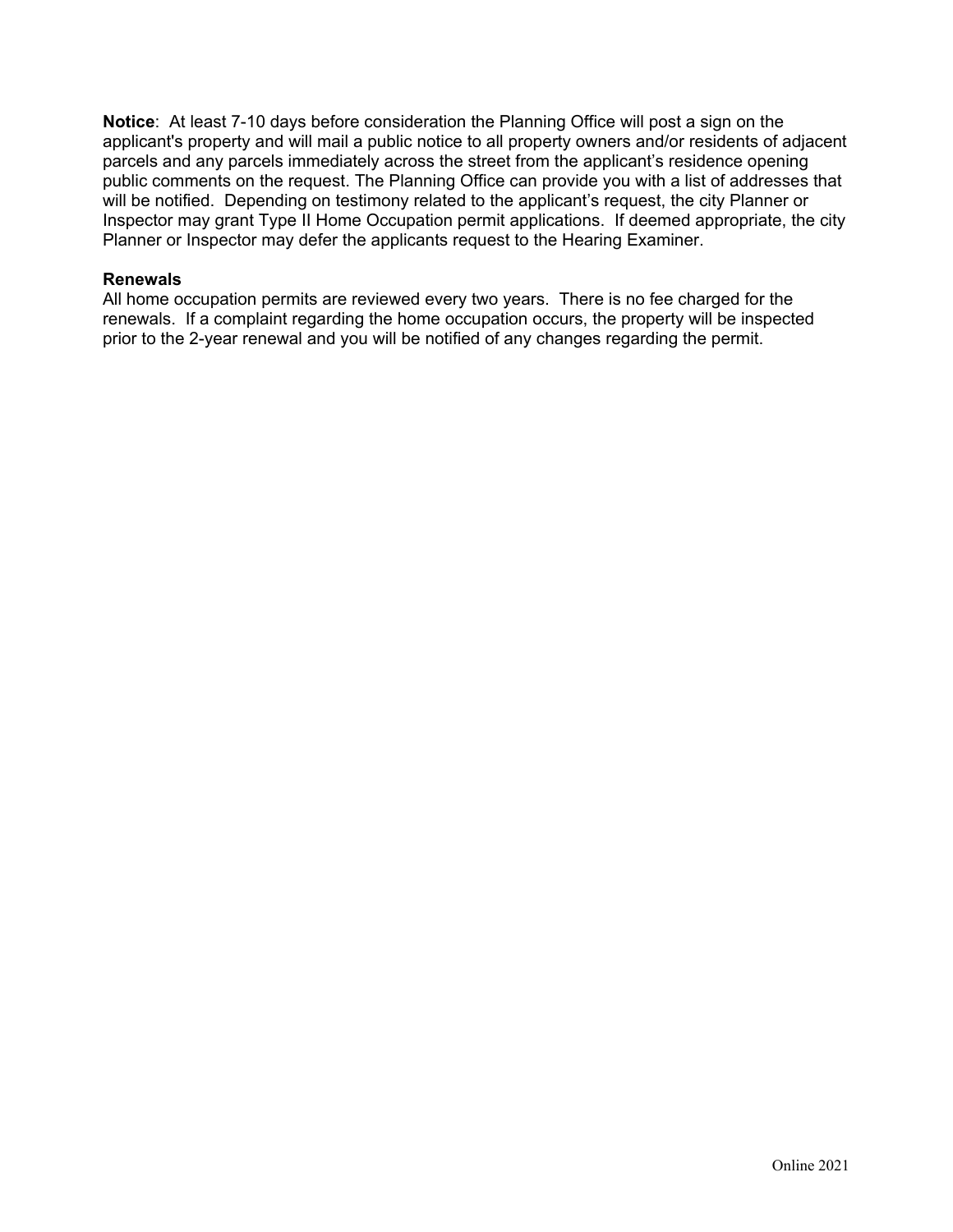**Notice**: At least 7-10 days before consideration the Planning Office will post a sign on the applicant's property and will mail a public notice to all property owners and/or residents of adjacent parcels and any parcels immediately across the street from the applicant's residence opening public comments on the request. The Planning Office can provide you with a list of addresses that will be notified. Depending on testimony related to the applicant's request, the city Planner or Inspector may grant Type II Home Occupation permit applications. If deemed appropriate, the city Planner or Inspector may defer the applicants request to the Hearing Examiner.

**Renewals**

All home occupation permits are reviewed every two years. There is no fee charged for the renewals. If a complaint regarding the home occupation occurs, the property will be inspected prior to the 2-year renewal and you will be notified of any changes regarding the permit.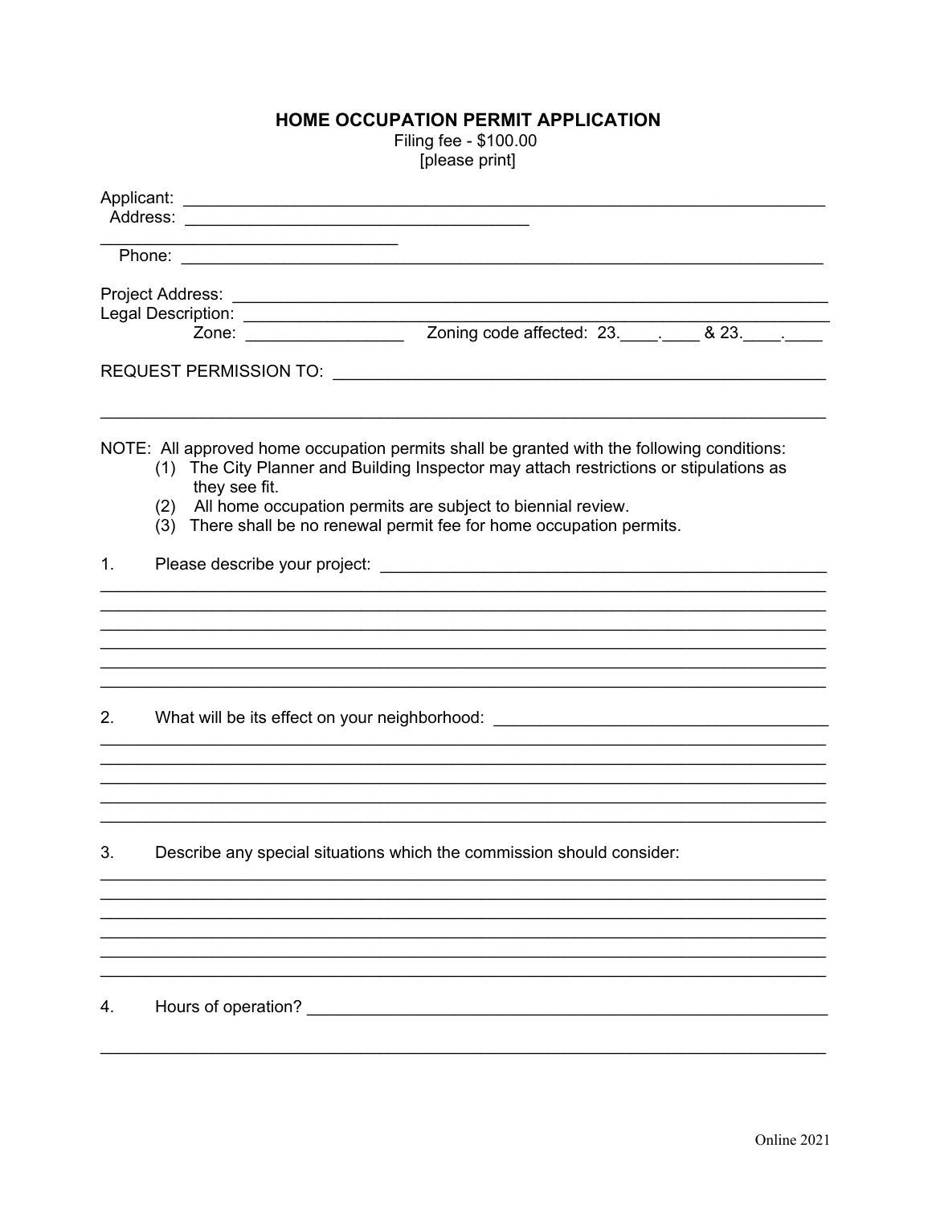# HOME OCCUPATION PERMIT APPLICATION

Filing fee - $100.00
[please print]

Applicant: ______________________________________________________________________
Address: ______________________________________
______________________________
Phone: ______________________________________________________________________

Project Address: _________________________________________________________________
Legal Description: _______________________________________________________________
Zone: _________________ Zoning code affected: 23.____.____ & 23.____.____

REQUEST PERMISSION TO: ______________________________________________________
__________________________________________________________________________

NOTE: All approved home occupation permits shall be granted with the following conditions:

(1) The City Planner and Building Inspector may attach restrictions or stipulations as they see fit.
(2) All home occupation permits are subject to biennial review.
(3) There shall be no renewal permit fee for home occupation permits.

1. Please describe your project: _______________________________________________
__________________________________________________________________________
__________________________________________________________________________
__________________________________________________________________________
__________________________________________________________________________
__________________________________________________________________________
__________________________________________________________________________

2. What will be its effect on your neighborhood: ___________________________________
__________________________________________________________________________
__________________________________________________________________________
__________________________________________________________________________
__________________________________________________________________________
__________________________________________________________________________

3. Describe any special situations which the commission should consider:
__________________________________________________________________________
__________________________________________________________________________
__________________________________________________________________________
__________________________________________________________________________
__________________________________________________________________________
__________________________________________________________________________

4. Hours of operation? _____________________________________________________
__________________________________________________________________________

Online 2021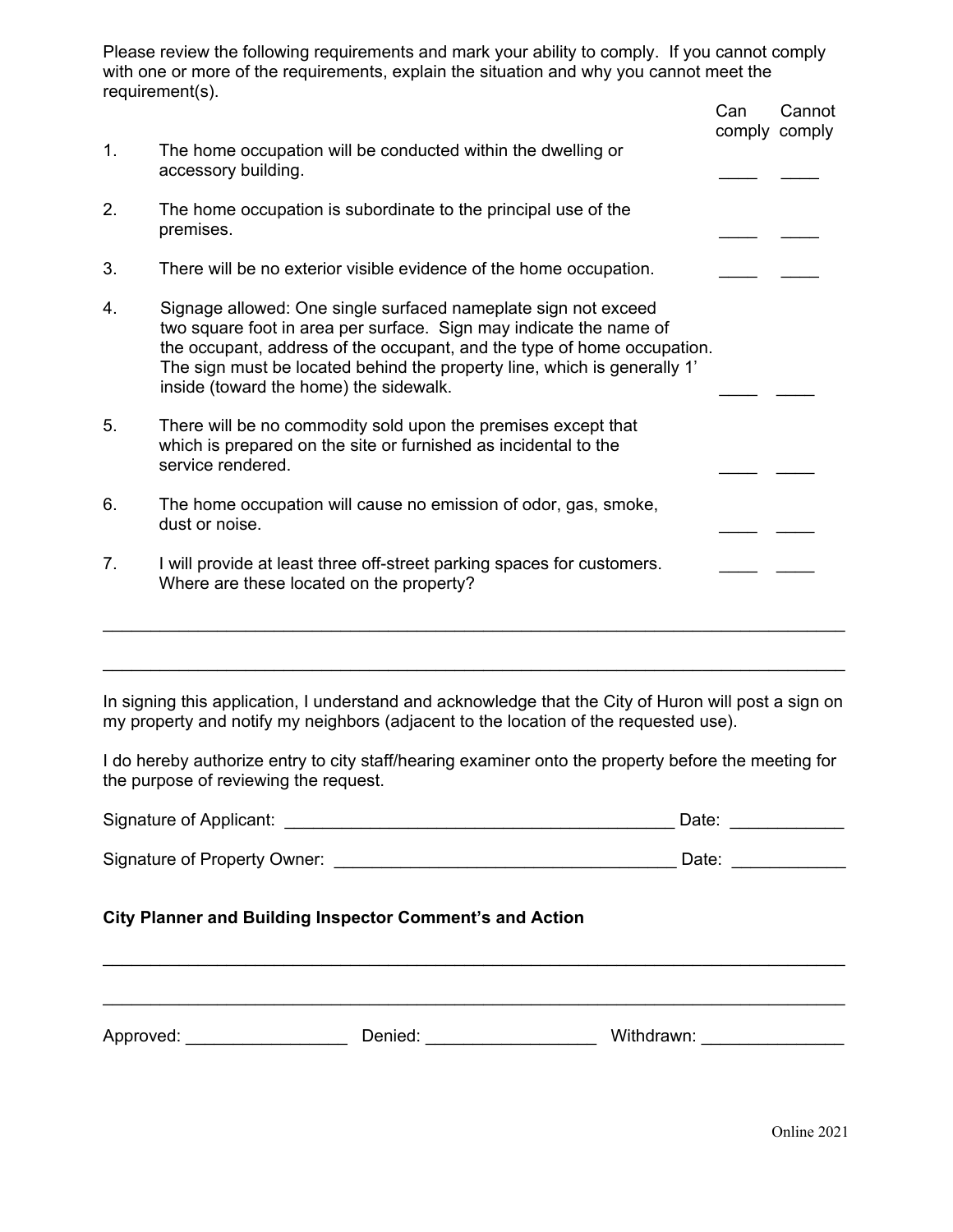Please review the following requirements and mark your ability to comply. If you cannot comply with one or more of the requirements, explain the situation and why you cannot meet the requirement(s).

| | | Can comply | Cannot comply |
|---|---|---|---|
| 1. | The home occupation will be conducted within the dwelling or accessory building. | ____ | ____ |
| 2. | The home occupation is subordinate to the principal use of the premises. | ____ | ____ |
| 3. | There will be no exterior visible evidence of the home occupation. | ____ | ____ |
| 4. | Signage allowed: One single surfaced nameplate sign not exceed two square foot in area per surface. Sign may indicate the name of the occupant, address of the occupant, and the type of home occupation. The sign must be located behind the property line, which is generally 1' inside (toward the home) the sidewalk. | ____ | ____ |
| 5. | There will be no commodity sold upon the premises except that which is prepared on the site or furnished as incidental to the service rendered. | ____ | ____ |
| 6. | The home occupation will cause no emission of odor, gas, smoke, dust or noise. | ____ | ____ |
| 7. | I will provide at least three off-street parking spaces for customers. Where are these located on the property? | ____ | ____ |

______________________________________________________________________________

______________________________________________________________________________

In signing this application, I understand and acknowledge that the City of Huron will post a sign on my property and notify my neighbors (adjacent to the location of the requested use).

I do hereby authorize entry to city staff/hearing examiner onto the property before the meeting for the purpose of reviewing the request.

Signature of Applicant: ________________________________________ Date: ____________

Signature of Property Owner: ____________________________________ Date: ____________

**City Planner and Building Inspector Comment's and Action**

______________________________________________________________________________

______________________________________________________________________________

Approved: _________________ Denied: __________________ Withdrawn: _______________

Online 2021